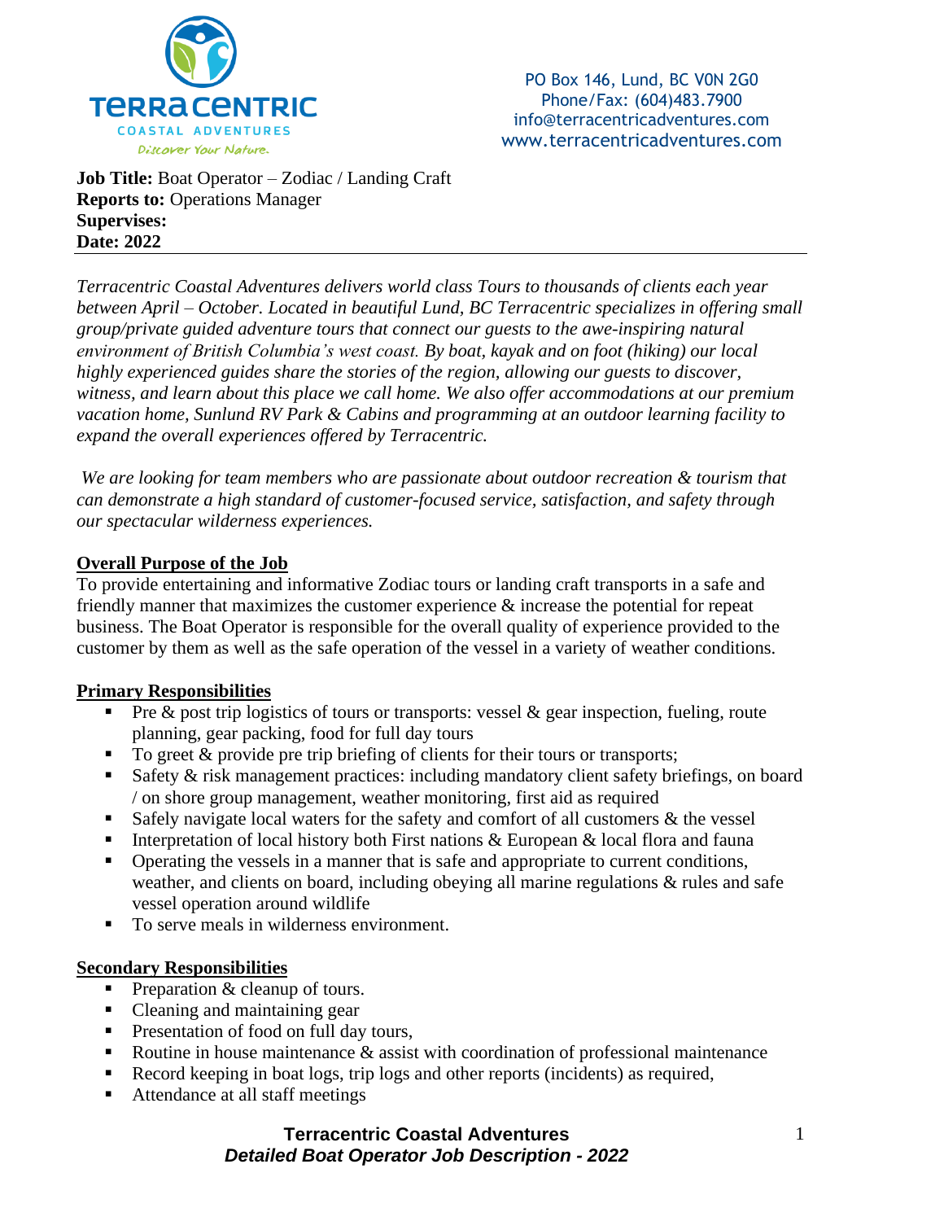TERRACENTRIC
COASTAL ADVENTURES
Discover Your Nature.

PO Box 146, Lund, BC V0N 2G0
Phone/Fax: (604)483.7900
info@terracentricadventures.com
www.terracentricadventures.com

**Job Title:** Boat Operator – Zodiac / Landing Craft
**Reports to:** Operations Manager
**Supervises:**
**Date: 2022**

---

*Terracentric Coastal Adventures delivers world class Tours to thousands of clients each year between April – October. Located in beautiful Lund, BC Terracentric specializes in offering small group/private guided adventure tours that connect our guests to the awe-inspiring natural environment of British Columbia's west coast. By boat, kayak and on foot (hiking) our local highly experienced guides share the stories of the region, allowing our guests to discover, witness, and learn about this place we call home. We also offer accommodations at our premium vacation home, Sunlund RV Park & Cabins and programming at an outdoor learning facility to expand the overall experiences offered by Terracentric.*

*We are looking for team members who are passionate about outdoor recreation & tourism that can demonstrate a high standard of customer-focused service, satisfaction, and safety through our spectacular wilderness experiences.*

## Overall Purpose of the Job

To provide entertaining and informative Zodiac tours or landing craft transports in a safe and friendly manner that maximizes the customer experience & increase the potential for repeat business. The Boat Operator is responsible for the overall quality of experience provided to the customer by them as well as the safe operation of the vessel in a variety of weather conditions.

## Primary Responsibilities

- Pre & post trip logistics of tours or transports: vessel & gear inspection, fueling, route planning, gear packing, food for full day tours
- To greet & provide pre trip briefing of clients for their tours or transports;
- Safety & risk management practices: including mandatory client safety briefings, on board / on shore group management, weather monitoring, first aid as required
- Safely navigate local waters for the safety and comfort of all customers & the vessel
- Interpretation of local history both First nations & European & local flora and fauna
- Operating the vessels in a manner that is safe and appropriate to current conditions, weather, and clients on board, including obeying all marine regulations & rules and safe vessel operation around wildlife
- To serve meals in wilderness environment.

## Secondary Responsibilities

- Preparation & cleanup of tours.
- Cleaning and maintaining gear
- Presentation of food on full day tours,
- Routine in house maintenance & assist with coordination of professional maintenance
- Record keeping in boat logs, trip logs and other reports (incidents) as required,
- Attendance at all staff meetings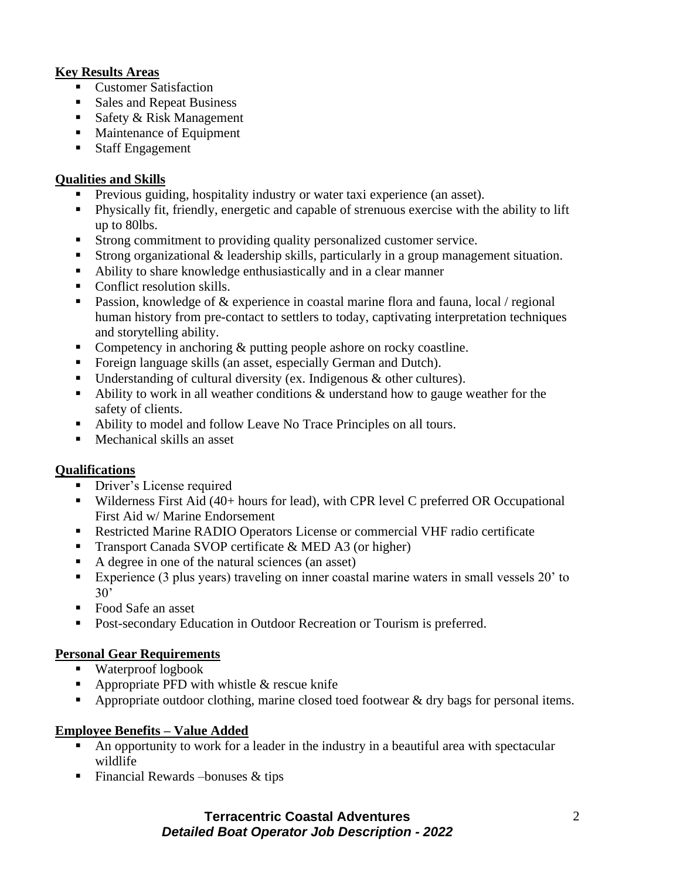**Key Results Areas**

- Customer Satisfaction
- Sales and Repeat Business
- Safety & Risk Management
- Maintenance of Equipment
- Staff Engagement

**Qualities and Skills**

- Previous guiding, hospitality industry or water taxi experience (an asset).
- Physically fit, friendly, energetic and capable of strenuous exercise with the ability to lift up to 80lbs.
- Strong commitment to providing quality personalized customer service.
- Strong organizational & leadership skills, particularly in a group management situation.
- Ability to share knowledge enthusiastically and in a clear manner
- Conflict resolution skills.
- Passion, knowledge of & experience in coastal marine flora and fauna, local / regional human history from pre-contact to settlers to today, captivating interpretation techniques and storytelling ability.
- Competency in anchoring & putting people ashore on rocky coastline.
- Foreign language skills (an asset, especially German and Dutch).
- Understanding of cultural diversity (ex. Indigenous & other cultures).
- Ability to work in all weather conditions & understand how to gauge weather for the safety of clients.
- Ability to model and follow Leave No Trace Principles on all tours.
- Mechanical skills an asset

**Qualifications**

- Driver's License required
- Wilderness First Aid (40+ hours for lead), with CPR level C preferred OR Occupational First Aid w/ Marine Endorsement
- Restricted Marine RADIO Operators License or commercial VHF radio certificate
- Transport Canada SVOP certificate & MED A3 (or higher)
- A degree in one of the natural sciences (an asset)
- Experience (3 plus years) traveling on inner coastal marine waters in small vessels 20' to 30'
- Food Safe an asset
- Post-secondary Education in Outdoor Recreation or Tourism is preferred.

**Personal Gear Requirements**

- Waterproof logbook
- Appropriate PFD with whistle & rescue knife
- Appropriate outdoor clothing, marine closed toed footwear & dry bags for personal items.

**Employee Benefits – Value Added**

- An opportunity to work for a leader in the industry in a beautiful area with spectacular wildlife
- Financial Rewards –bonuses & tips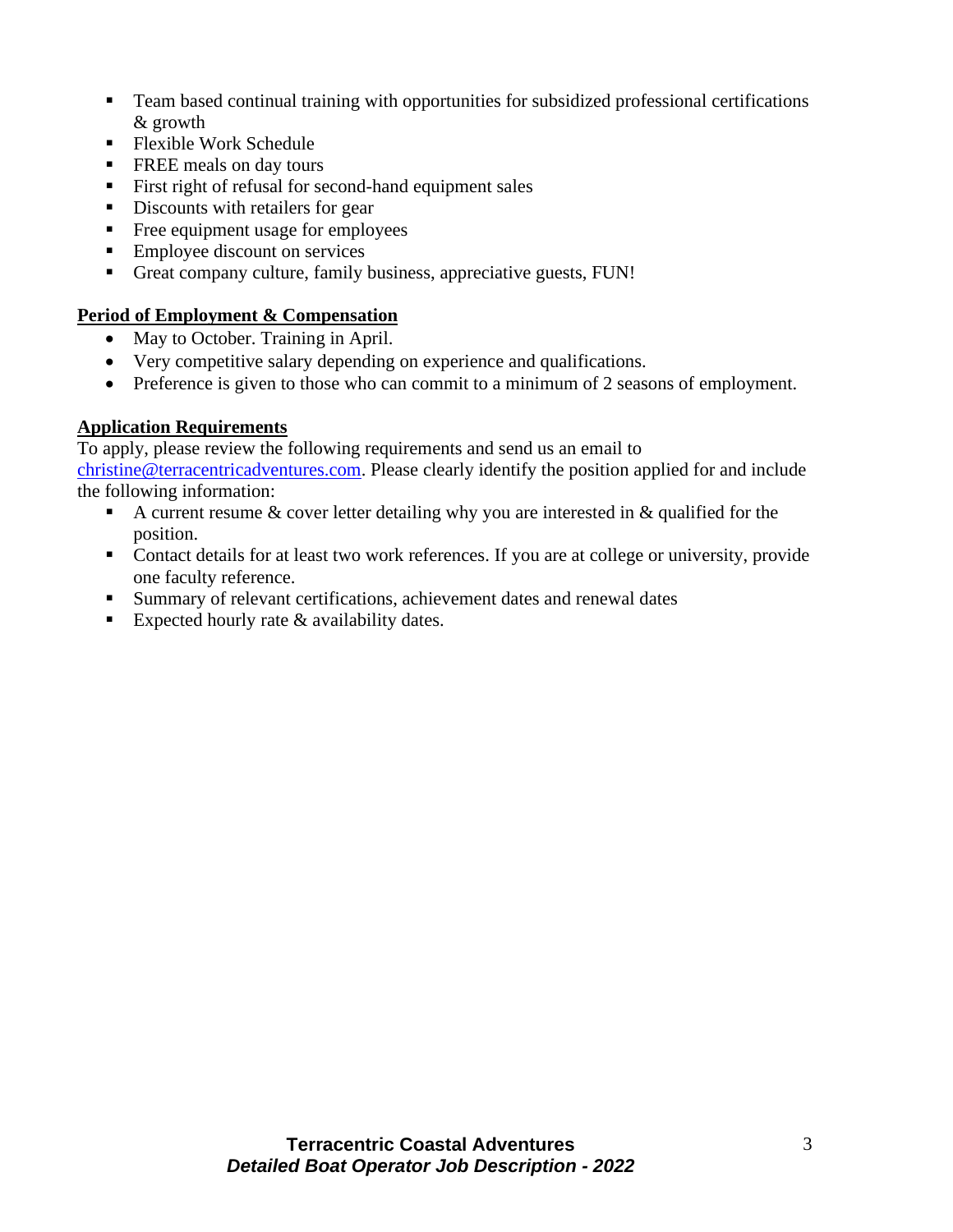- Team based continual training with opportunities for subsidized professional certifications & growth
- Flexible Work Schedule
- FREE meals on day tours
- First right of refusal for second-hand equipment sales
- Discounts with retailers for gear
- Free equipment usage for employees
- Employee discount on services
- Great company culture, family business, appreciative guests, FUN!

**Period of Employment & Compensation**

- May to October. Training in April.
- Very competitive salary depending on experience and qualifications.
- Preference is given to those who can commit to a minimum of 2 seasons of employment.

**Application Requirements**

To apply, please review the following requirements and send us an email to christine@terracentricadventures.com. Please clearly identify the position applied for and include the following information:

- A current resume & cover letter detailing why you are interested in & qualified for the position.
- Contact details for at least two work references. If you are at college or university, provide one faculty reference.
- Summary of relevant certifications, achievement dates and renewal dates
- Expected hourly rate & availability dates.